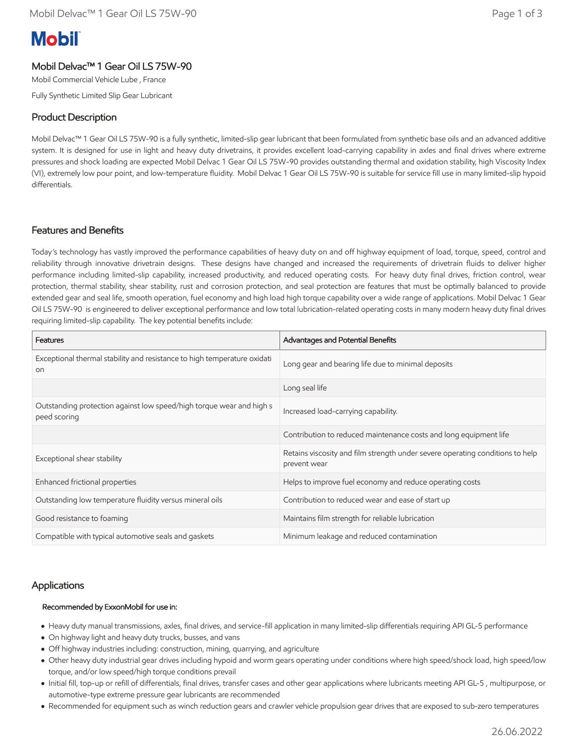# Mobil

## Mobil Delvac™ 1 Gear Oil LS 75W-90

Mobil Commercial Vehicle Lube , France

Fully Synthetic Limited Slip Gear Lubricant

## Product Description

Mobil Delvac™ 1 Gear Oil LS 75W-90 is a fully synthetic, limited-slip gear lubricant that been formulated from synthetic base oils and an advanced additive system. It is designed for use in light and heavy duty drivetrains, it provides excellent load-carrying capability in axles and final drives where extreme pressures and shock loading are expected Mobil Delvac 1 Gear Oil LS 75W-90 provides outstanding thermal and oxidation stability, high Viscosity Index (VI), extremely low pour point, and low-temperature fluidity. Mobil Delvac 1 Gear Oil LS 75W-90 is suitable for service fill use in many limited-slip hypoid differentials.

## Features and Benefits

Today's technology has vastly improved the performance capabilities of heavy duty on and off highway equipment of load, torque, speed, control and reliability through innovative drivetrain designs. These designs have changed and increased the requirements of drivetrain fluids to deliver higher performance including limited-slip capability, increased productivity, and reduced operating costs. For heavy duty final drives, friction control, wear protection, thermal stability, shear stability, rust and corrosion protection, and seal protection are features that must be optimally balanced to provide extended gear and seal life, smooth operation, fuel economy and high load high torque capability over a wide range of applications. Mobil Delvac 1 Gear Oil LS 75W-90 is engineered to deliver exceptional performance and low total lubrication-related operating costs in many modern heavy duty final drives requiring limited-slip capability. The key potential benefits include:

| Features | Advantages and Potential Benefits |
|---|---|
| Exceptional thermal stability and resistance to high temperature oxidation | Long gear and bearing life due to minimal deposits |
| | Long seal life |
| Outstanding protection against low speed/high torque wear and high speed scoring | Increased load-carrying capability. |
| | Contribution to reduced maintenance costs and long equipment life |
| Exceptional shear stability | Retains viscosity and film strength under severe operating conditions to help prevent wear |
| Enhanced frictional properties | Helps to improve fuel economy and reduce operating costs |
| Outstanding low temperature fluidity versus mineral oils | Contribution to reduced wear and ease of start up |
| Good resistance to foaming | Maintains film strength for reliable lubrication |
| Compatible with typical automotive seals and gaskets | Minimum leakage and reduced contamination |

## Applications

**Recommended by ExxonMobil for use in:**

- Heavy duty manual transmissions, axles, final drives, and service-fill application in many limited-slip differentials requiring API GL-5 performance
- On highway light and heavy duty trucks, busses, and vans
- Off highway industries including: construction, mining, quarrying, and agriculture
- Other heavy duty industrial gear drives including hypoid and worm gears operating under conditions where high speed/shock load, high speed/low torque, and/or low speed/high torque conditions prevail
- Initial fill, top-up or refill of differentials, final drives, transfer cases and other gear applications where lubricants meeting API GL-5 , multipurpose, or automotive-type extreme pressure gear lubricants are recommended
- Recommended for equipment such as winch reduction gears and crawler vehicle propulsion gear drives that are exposed to sub-zero temperatures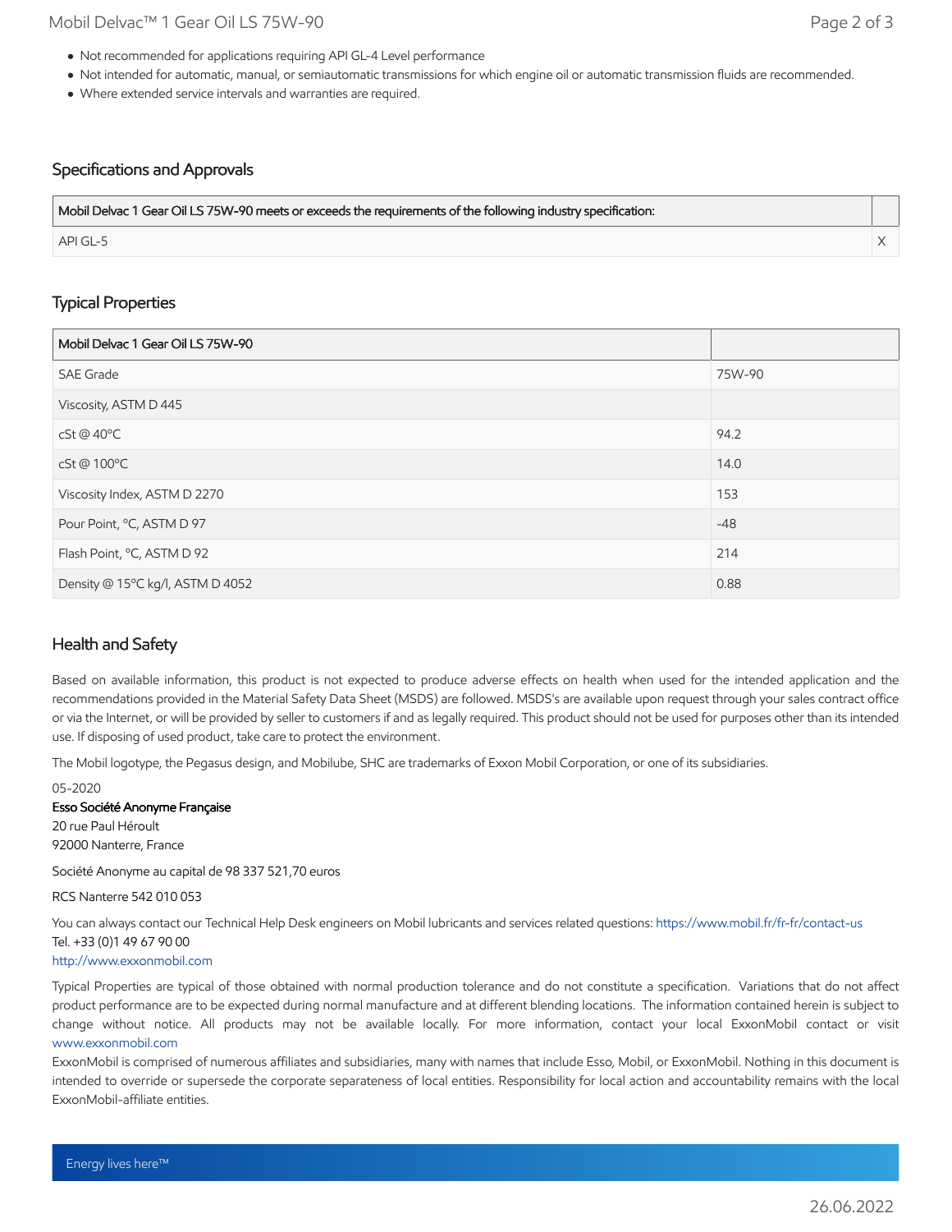- Not recommended for applications requiring API GL-4 Level performance
- Not intended for automatic, manual, or semiautomatic transmissions for which engine oil or automatic transmission fluids are recommended.
- Where extended service intervals and warranties are required.

## Specifications and Approvals

| Mobil Delvac 1 Gear Oil LS 75W-90 meets or exceeds the requirements of the following industry specification: | |
|---|---|
| API GL-5 | X |

## Typical Properties

| Mobil Delvac 1 Gear Oil LS 75W-90 | |
|---|---|
| SAE Grade | 75W-90 |
| Viscosity, ASTM D 445 | |
| cSt @ 40ºC | 94.2 |
| cSt @ 100ºC | 14.0 |
| Viscosity Index, ASTM D 2270 | 153 |
| Pour Point, ºC, ASTM D 97 | -48 |
| Flash Point, ºC, ASTM D 92 | 214 |
| Density @ 15ºC kg/l, ASTM D 4052 | 0.88 |

## Health and Safety

Based on available information, this product is not expected to produce adverse effects on health when used for the intended application and the recommendations provided in the Material Safety Data Sheet (MSDS) are followed. MSDS's are available upon request through your sales contract office or via the Internet, or will be provided by seller to customers if and as legally required. This product should not be used for purposes other than its intended use. If disposing of used product, take care to protect the environment.

The Mobil logotype, the Pegasus design, and Mobilube, SHC are trademarks of Exxon Mobil Corporation, or one of its subsidiaries.

05-2020

Esso Société Anonyme Française
20 rue Paul Héroult
92000 Nanterre, France

Société Anonyme au capital de 98 337 521,70 euros

RCS Nanterre 542 010 053

You can always contact our Technical Help Desk engineers on Mobil lubricants and services related questions: https://www.mobil.fr/fr-fr/contact-us
Tel. +33 (0)1 49 67 90 00
http://www.exxonmobil.com

Typical Properties are typical of those obtained with normal production tolerance and do not constitute a specification. Variations that do not affect product performance are to be expected during normal manufacture and at different blending locations. The information contained herein is subject to change without notice. All products may not be available locally. For more information, contact your local ExxonMobil contact or visit www.exxonmobil.com

ExxonMobil is comprised of numerous affiliates and subsidiaries, many with names that include Esso, Mobil, or ExxonMobil. Nothing in this document is intended to override or supersede the corporate separateness of local entities. Responsibility for local action and accountability remains with the local ExxonMobil-affiliate entities.

Energy lives here™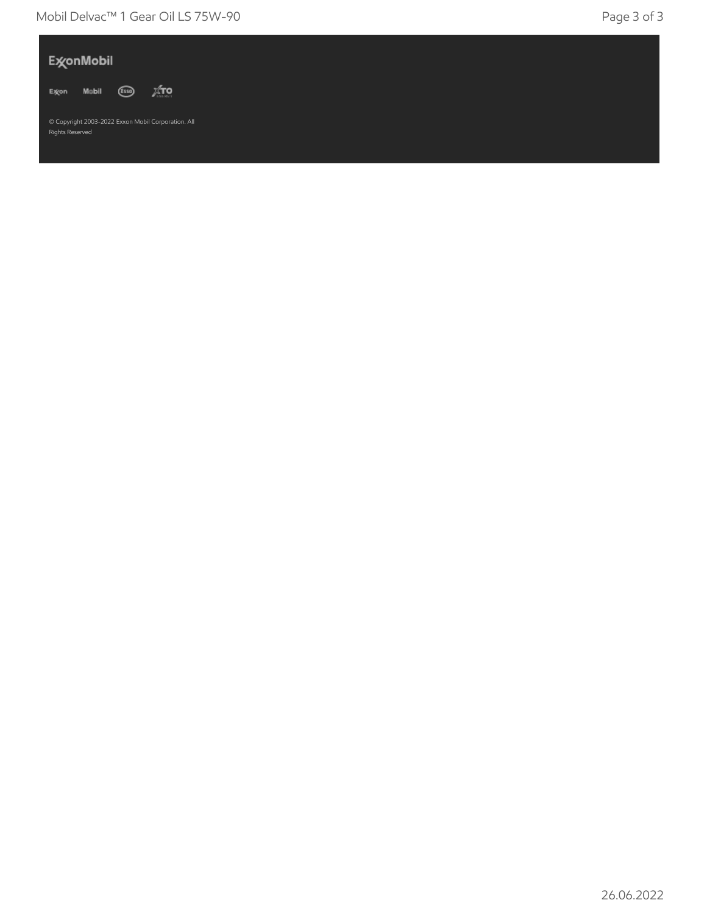ExxonMobil

Exxon Mobil Esso XTO

© Copyright 2003-2022 Exxon Mobil Corporation. All Rights Reserved